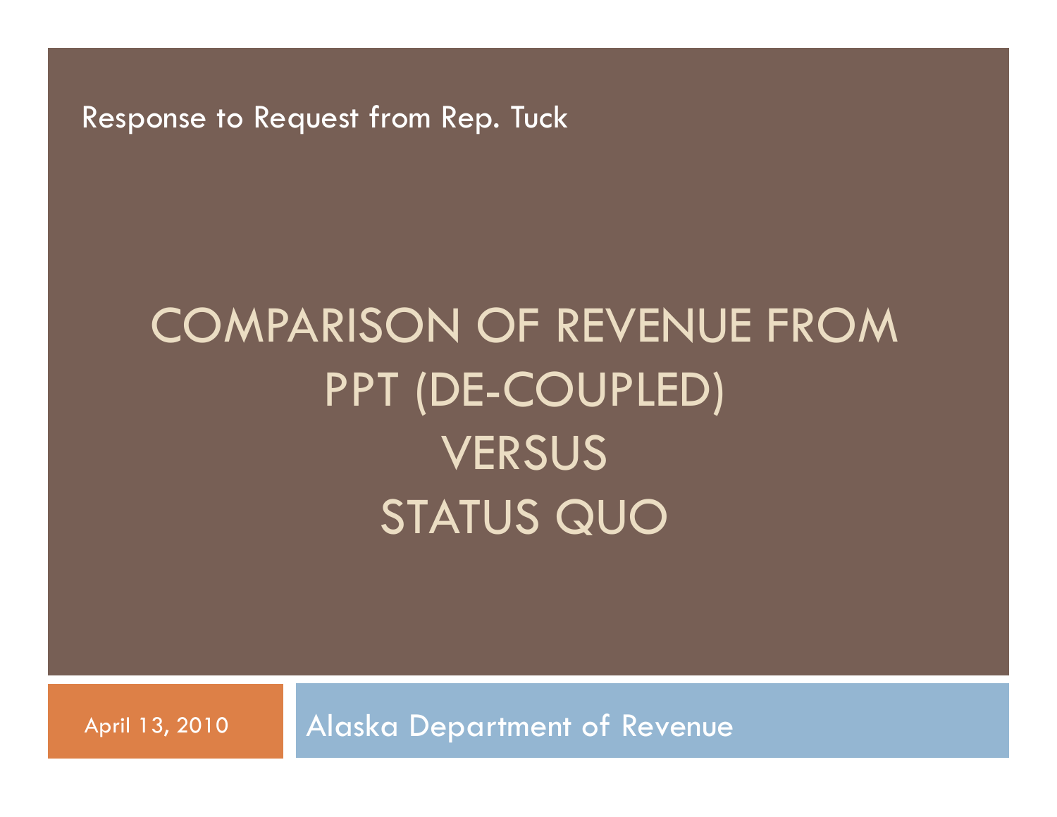Response to Request from Rep. Tuck

# COMPARISON OF REVENUE FROM PPT (DE-COUPLED) VERSUS STATUS QUO

April 13, 2010

Alaska Department of Revenue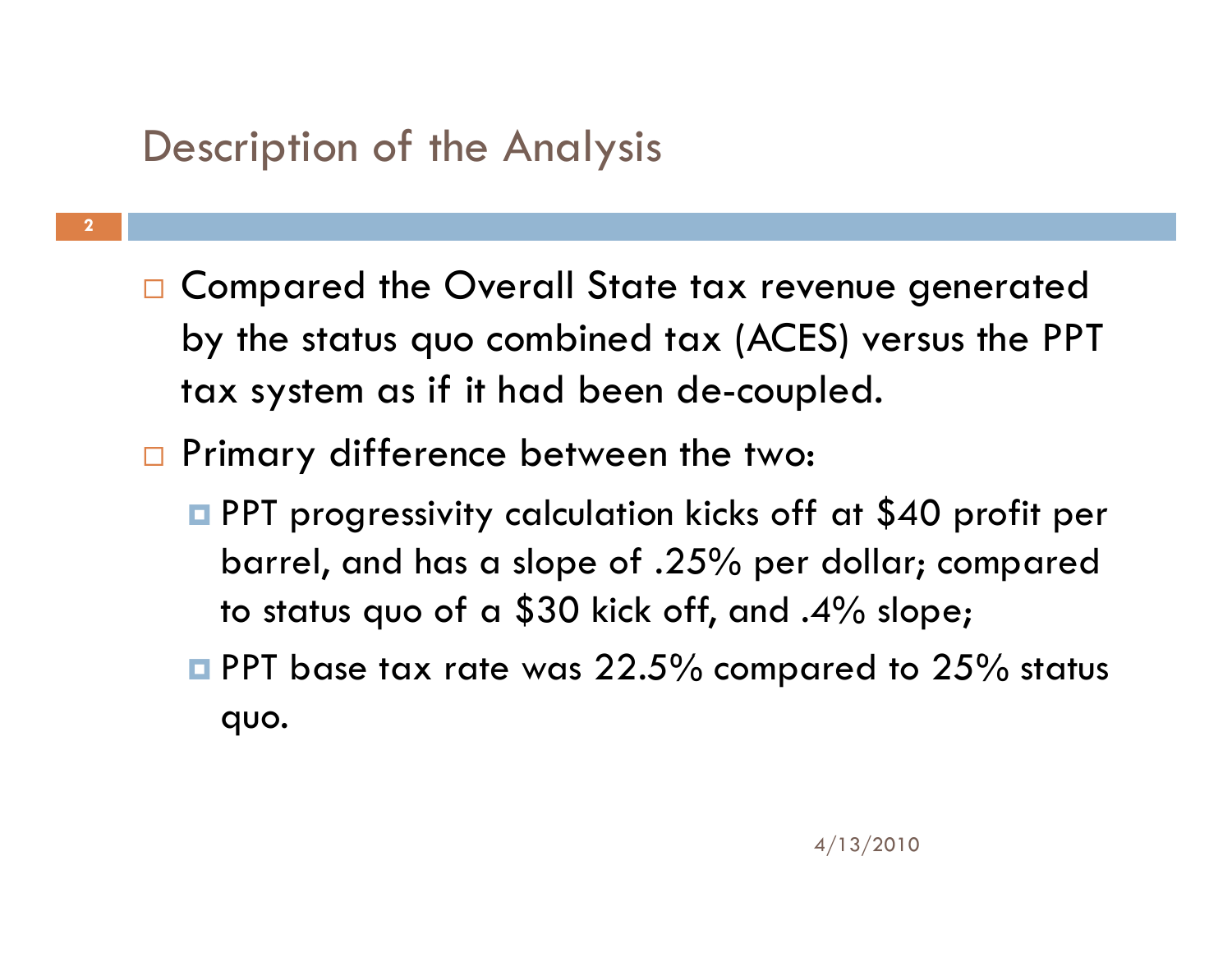## Description of the Analysis

- Compared the Overall State tax revenue generated by the status quo combined tax (ACES) versus the PPT tax system as if it had been de-coupled.
- Primary difference between the two:
  - PPT progressivity calculation kicks off at $40 profit per barrel, and has a slope of .25% per dollar; compared to status quo of a $30 kick off, and .4% slope;
  - PPT base tax rate was 22.5% compared to 25% status quo.

4/13/2010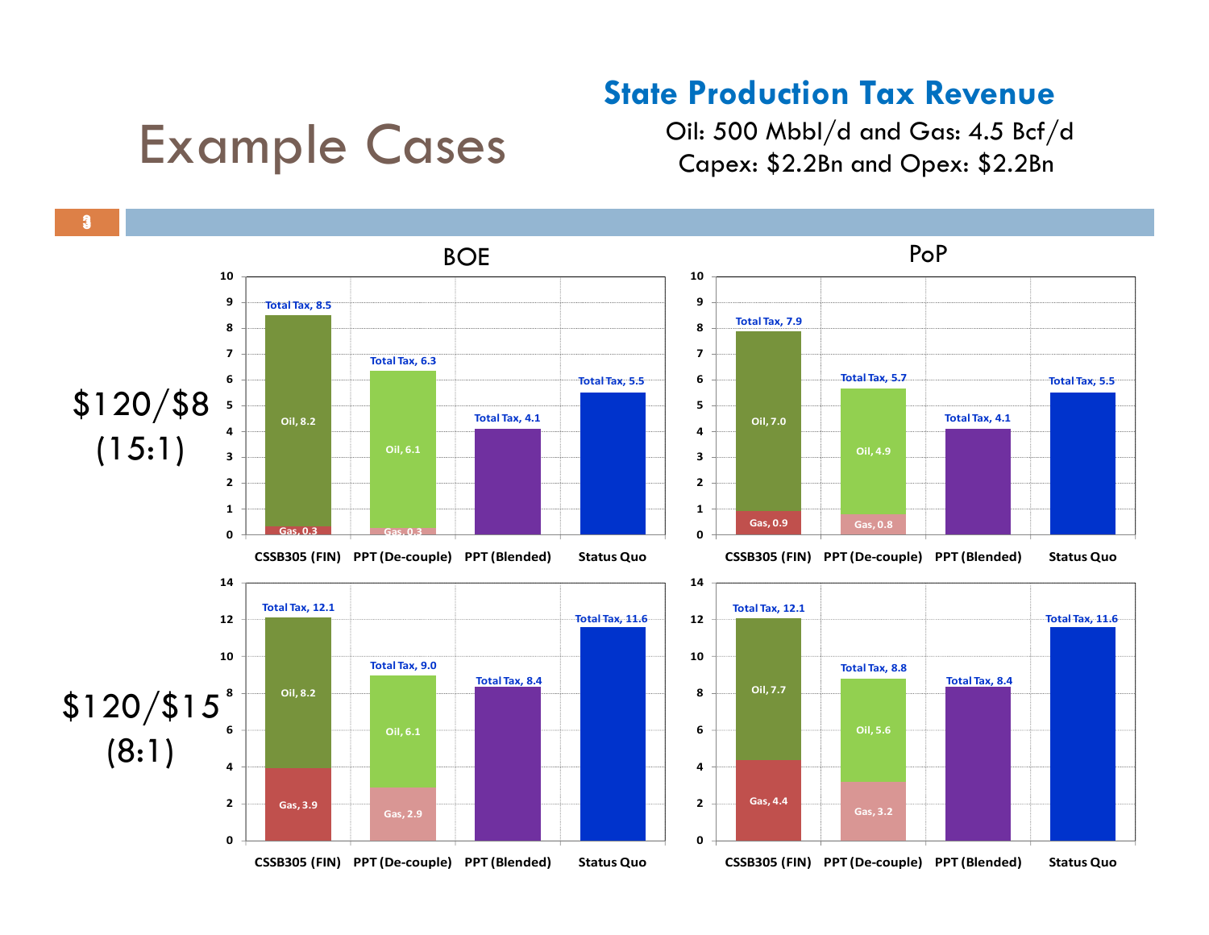# Example Cases

## State Production Tax Revenue

Oil: 500 Mbbl/d and Gas: 4.5 Bcf/d

Capex: $2.2Bn and Opex: $2.2Bn

### $120/$8 (15:1)

**BOE**

| | CSSB305 (FIN) | PPT (De-couple) | PPT (Blended) | Status Quo |
|---|---|---|---|---|
| Oil | 8.2 | 6.1 | | |
| Gas | 0.3 | 0.3 | | |
| Total Tax | 8.5 | 6.3 | 4.1 | 5.5 |

**PoP**

| | CSSB305 (FIN) | PPT (De-couple) | PPT (Blended) | Status Quo |
|---|---|---|---|---|
| Oil | 7.0 | 4.9 | | |
| Gas | 0.9 | 0.8 | | |
| Total Tax | 7.9 | 5.7 | 4.1 | 5.5 |

### $120/$15 (8:1)

**BOE**

| | CSSB305 (FIN) | PPT (De-couple) | PPT (Blended) | Status Quo |
|---|---|---|---|---|
| Oil | 8.2 | 6.1 | | |
| Gas | 3.9 | 2.9 | | |
| Total Tax | 12.1 | 9.0 | 8.4 | 11.6 |

**PoP**

| | CSSB305 (FIN) | PPT (De-couple) | PPT (Blended) | Status Quo |
|---|---|---|---|---|
| Oil | 7.7 | 5.6 | | |
| Gas | 4.4 | 3.2 | | |
| Total Tax | 12.1 | 8.8 | 8.4 | 11.6 |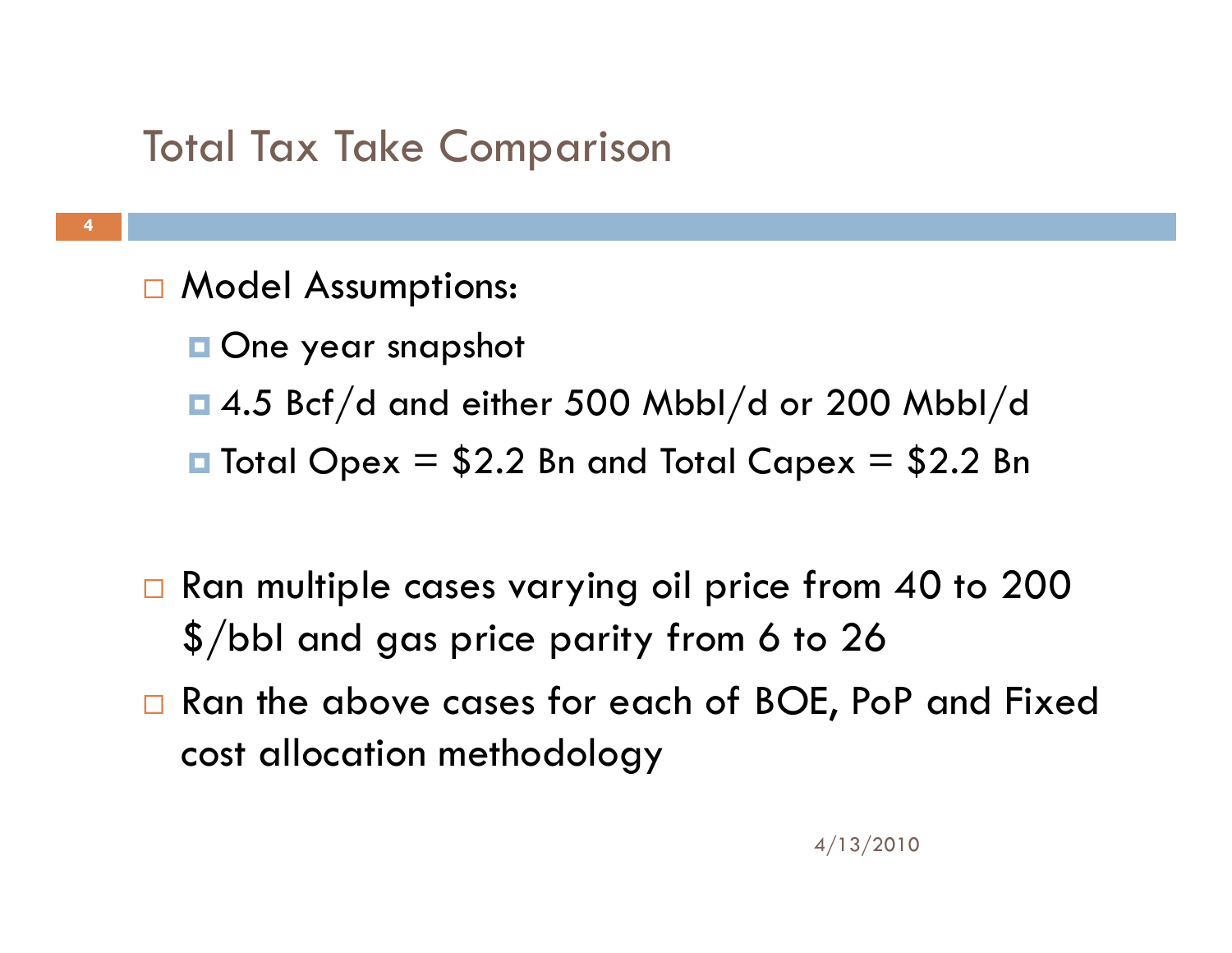# Total Tax Take Comparison

- Model Assumptions:
  - One year snapshot
  - 4.5 Bcf/d and either 500 Mbbl/d or 200 Mbbl/d
  - Total Opex = $2.2 Bn and Total Capex = $2.2 Bn

- Ran multiple cases varying oil price from 40 to 200 $/bbl and gas price parity from 6 to 26
- Ran the above cases for each of BOE, PoP and Fixed cost allocation methodology

4/13/2010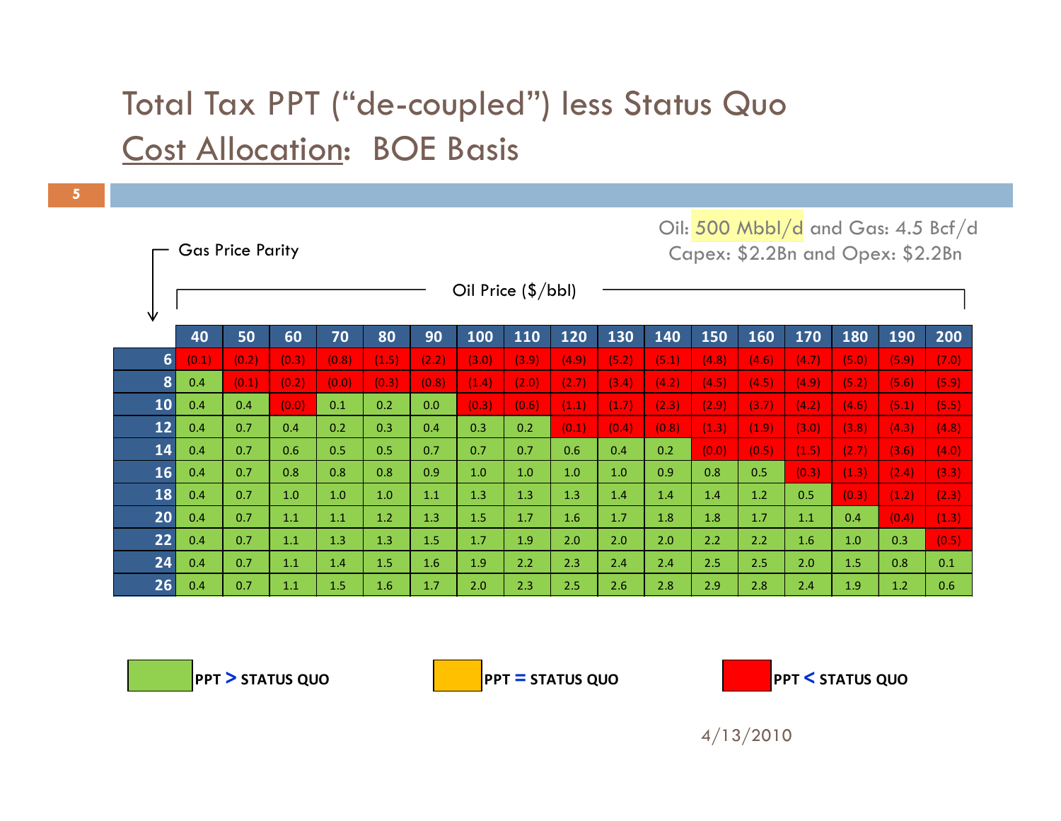# Total Tax PPT ("de-coupled") less Status Quo

## Cost Allocation: BOE Basis

Oil: 500 Mbbl/d and Gas: 4.5 Bcf/d
Capex: $2.2Bn and Opex: $2.2Bn

Gas Price Parity ↓ / Oil Price ($/bbl) →

| | 40 | 50 | 60 | 70 | 80 | 90 | 100 | 110 | 120 | 130 | 140 | 150 | 160 | 170 | 180 | 190 | 200 |
|---|---|---|---|---|---|---|---|---|---|---|---|---|---|---|---|---|---|
| 6 | (0.1) | (0.2) | (0.3) | (0.8) | (1.5) | (2.2) | (3.0) | (3.9) | (4.9) | (5.2) | (5.1) | (4.8) | (4.6) | (4.7) | (5.0) | (5.9) | (7.0) |
| 8 | 0.4 | (0.1) | (0.2) | (0.0) | (0.3) | (0.8) | (1.4) | (2.0) | (2.7) | (3.4) | (4.2) | (4.5) | (4.5) | (4.9) | (5.2) | (5.6) | (5.9) |
| 10 | 0.4 | 0.4 | (0.0) | 0.1 | 0.2 | 0.0 | (0.3) | (0.6) | (1.1) | (1.7) | (2.3) | (2.9) | (3.7) | (4.2) | (4.6) | (5.1) | (5.5) |
| 12 | 0.4 | 0.7 | 0.4 | 0.2 | 0.3 | 0.4 | 0.3 | 0.2 | (0.1) | (0.4) | (0.8) | (1.3) | (1.9) | (3.0) | (3.8) | (4.3) | (4.8) |
| 14 | 0.4 | 0.7 | 0.6 | 0.5 | 0.5 | 0.7 | 0.7 | 0.7 | 0.6 | 0.4 | 0.2 | (0.0) | (0.5) | (1.5) | (2.7) | (3.6) | (4.0) |
| 16 | 0.4 | 0.7 | 0.8 | 0.8 | 0.8 | 0.9 | 1.0 | 1.0 | 1.0 | 1.0 | 0.9 | 0.8 | 0.5 | (0.3) | (1.3) | (2.4) | (3.3) |
| 18 | 0.4 | 0.7 | 1.0 | 1.0 | 1.0 | 1.1 | 1.3 | 1.3 | 1.3 | 1.4 | 1.4 | 1.4 | 1.2 | 0.5 | (0.3) | (1.2) | (2.3) |
| 20 | 0.4 | 0.7 | 1.1 | 1.1 | 1.2 | 1.3 | 1.5 | 1.7 | 1.6 | 1.7 | 1.8 | 1.8 | 1.7 | 1.1 | 0.4 | (0.4) | (1.3) |
| 22 | 0.4 | 0.7 | 1.1 | 1.3 | 1.3 | 1.5 | 1.7 | 1.9 | 2.0 | 2.0 | 2.0 | 2.2 | 2.2 | 1.6 | 1.0 | 0.3 | (0.5) |
| 24 | 0.4 | 0.7 | 1.1 | 1.4 | 1.5 | 1.6 | 1.9 | 2.2 | 2.3 | 2.4 | 2.4 | 2.5 | 2.5 | 2.0 | 1.5 | 0.8 | 0.1 |
| 26 | 0.4 | 0.7 | 1.1 | 1.5 | 1.6 | 1.7 | 2.0 | 2.3 | 2.5 | 2.6 | 2.8 | 2.9 | 2.8 | 2.4 | 1.9 | 1.2 | 0.6 |

Legend: Green = **PPT > STATUS QUO**; Yellow = **PPT = STATUS QUO**; Red = **PPT < STATUS QUO**

4/13/2010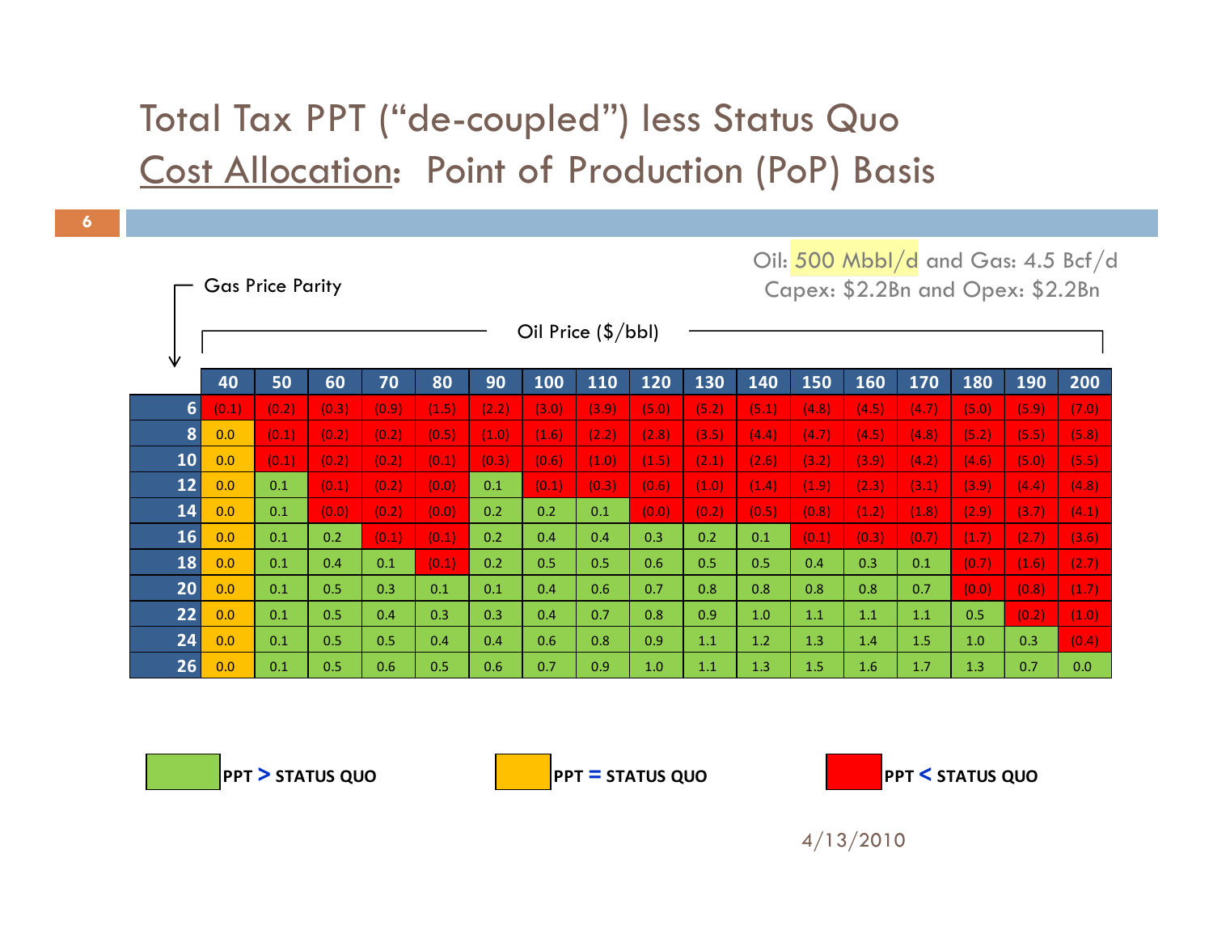# Total Tax PPT ("de-coupled") less Status Quo

## Cost Allocation: Point of Production (PoP) Basis

Oil: 500 Mbbl/d and Gas: 4.5 Bcf/d
Capex: \$2.2Bn and Opex: \$2.2Bn

Gas Price Parity (rows) / Oil Price (\$/bbl) (columns)

| Gas Price Parity | 40 | 50 | 60 | 70 | 80 | 90 | 100 | 110 | 120 | 130 | 140 | 150 | 160 | 170 | 180 | 190 | 200 |
|---|---|---|---|---|---|---|---|---|---|---|---|---|---|---|---|---|---|
| 6 | (0.1) | (0.2) | (0.3) | (0.9) | (1.5) | (2.2) | (3.0) | (3.9) | (5.0) | (5.2) | (5.1) | (4.8) | (4.5) | (4.7) | (5.0) | (5.9) | (7.0) |
| 8 | 0.0 | (0.1) | (0.2) | (0.2) | (0.5) | (1.0) | (1.6) | (2.2) | (2.8) | (3.5) | (4.4) | (4.7) | (4.5) | (4.8) | (5.2) | (5.5) | (5.8) |
| 10 | 0.0 | (0.1) | (0.2) | (0.2) | (0.1) | (0.3) | (0.6) | (1.0) | (1.5) | (2.1) | (2.6) | (3.2) | (3.9) | (4.2) | (4.6) | (5.0) | (5.5) |
| 12 | 0.0 | 0.1 | (0.1) | (0.2) | (0.0) | 0.1 | (0.1) | (0.3) | (0.6) | (1.0) | (1.4) | (1.9) | (2.3) | (3.1) | (3.9) | (4.4) | (4.8) |
| 14 | 0.0 | 0.1 | (0.0) | (0.2) | (0.0) | 0.2 | 0.2 | 0.1 | (0.0) | (0.2) | (0.5) | (0.8) | (1.2) | (1.8) | (2.9) | (3.7) | (4.1) |
| 16 | 0.0 | 0.1 | 0.2 | (0.1) | (0.1) | 0.2 | 0.4 | 0.4 | 0.3 | 0.2 | 0.1 | (0.1) | (0.3) | (0.7) | (1.7) | (2.7) | (3.6) |
| 18 | 0.0 | 0.1 | 0.4 | 0.1 | (0.1) | 0.2 | 0.5 | 0.5 | 0.6 | 0.5 | 0.5 | 0.4 | 0.3 | 0.1 | (0.7) | (1.6) | (2.7) |
| 20 | 0.0 | 0.1 | 0.5 | 0.3 | 0.1 | 0.1 | 0.4 | 0.6 | 0.7 | 0.8 | 0.8 | 0.8 | 0.8 | 0.7 | (0.0) | (0.8) | (1.7) |
| 22 | 0.0 | 0.1 | 0.5 | 0.4 | 0.3 | 0.3 | 0.4 | 0.7 | 0.8 | 0.9 | 1.0 | 1.1 | 1.1 | 1.1 | 0.5 | (0.2) | (1.0) |
| 24 | 0.0 | 0.1 | 0.5 | 0.5 | 0.4 | 0.4 | 0.6 | 0.8 | 0.9 | 1.1 | 1.2 | 1.3 | 1.4 | 1.5 | 1.0 | 0.3 | (0.4) |
| 26 | 0.0 | 0.1 | 0.5 | 0.6 | 0.5 | 0.6 | 0.7 | 0.9 | 1.0 | 1.1 | 1.3 | 1.5 | 1.6 | 1.7 | 1.3 | 0.7 | 0.0 |

Legend: Green = **PPT > STATUS QUO**; Yellow = **PPT = STATUS QUO**; Red = **PPT < STATUS QUO**

4/13/2010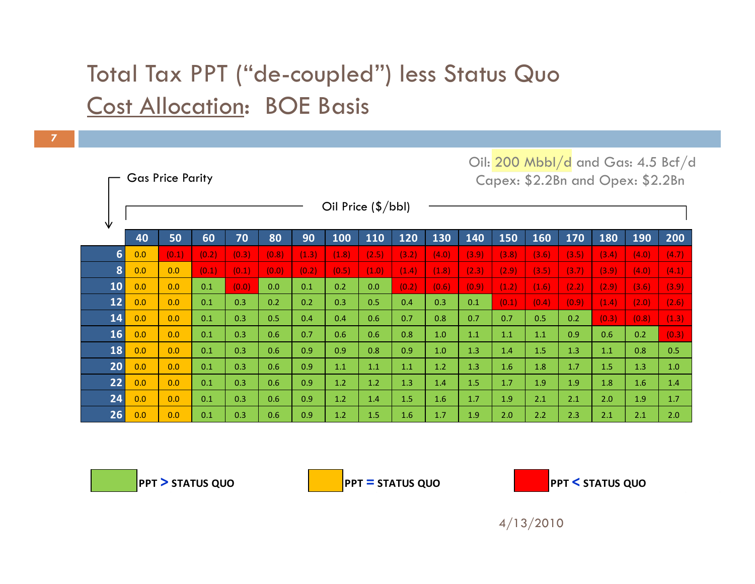# Total Tax PPT (“de-coupled”) less Status Quo

## Cost Allocation: BOE Basis

Oil: 200 Mbbl/d and Gas: 4.5 Bcf/d
Capex: $2.2Bn and Opex: $2.2Bn

Gas Price Parity ↓ / Oil Price ($/bbl) →

| Gas Price Parity | 40 | 50 | 60 | 70 | 80 | 90 | 100 | 110 | 120 | 130 | 140 | 150 | 160 | 170 | 180 | 190 | 200 |
|---|---|---|---|---|---|---|---|---|---|---|---|---|---|---|---|---|---|
| 6 | 0.0 | (0.1) | (0.2) | (0.3) | (0.8) | (1.3) | (1.8) | (2.5) | (3.2) | (4.0) | (3.9) | (3.8) | (3.6) | (3.5) | (3.4) | (4.0) | (4.7) |
| 8 | 0.0 | 0.0 | (0.1) | (0.1) | (0.0) | (0.2) | (0.5) | (1.0) | (1.4) | (1.8) | (2.3) | (2.9) | (3.5) | (3.7) | (3.9) | (4.0) | (4.1) |
| 10 | 0.0 | 0.0 | 0.1 | (0.0) | 0.0 | 0.1 | 0.2 | 0.0 | (0.2) | (0.6) | (0.9) | (1.2) | (1.6) | (2.2) | (2.9) | (3.6) | (3.9) |
| 12 | 0.0 | 0.0 | 0.1 | 0.3 | 0.2 | 0.2 | 0.3 | 0.5 | 0.4 | 0.3 | 0.1 | (0.1) | (0.4) | (0.9) | (1.4) | (2.0) | (2.6) |
| 14 | 0.0 | 0.0 | 0.1 | 0.3 | 0.5 | 0.4 | 0.4 | 0.6 | 0.7 | 0.8 | 0.7 | 0.7 | 0.5 | 0.2 | (0.3) | (0.8) | (1.3) |
| 16 | 0.0 | 0.0 | 0.1 | 0.3 | 0.6 | 0.7 | 0.6 | 0.6 | 0.8 | 1.0 | 1.1 | 1.1 | 1.1 | 0.9 | 0.6 | 0.2 | (0.3) |
| 18 | 0.0 | 0.0 | 0.1 | 0.3 | 0.6 | 0.9 | 0.9 | 0.8 | 0.9 | 1.0 | 1.3 | 1.4 | 1.5 | 1.3 | 1.1 | 0.8 | 0.5 |
| 20 | 0.0 | 0.0 | 0.1 | 0.3 | 0.6 | 0.9 | 1.1 | 1.1 | 1.1 | 1.2 | 1.3 | 1.6 | 1.8 | 1.7 | 1.5 | 1.3 | 1.0 |
| 22 | 0.0 | 0.0 | 0.1 | 0.3 | 0.6 | 0.9 | 1.2 | 1.2 | 1.3 | 1.4 | 1.5 | 1.7 | 1.9 | 1.9 | 1.8 | 1.6 | 1.4 |
| 24 | 0.0 | 0.0 | 0.1 | 0.3 | 0.6 | 0.9 | 1.2 | 1.4 | 1.5 | 1.6 | 1.7 | 1.9 | 2.1 | 2.1 | 2.0 | 1.9 | 1.7 |
| 26 | 0.0 | 0.0 | 0.1 | 0.3 | 0.6 | 0.9 | 1.2 | 1.5 | 1.6 | 1.7 | 1.9 | 2.0 | 2.2 | 2.3 | 2.1 | 2.1 | 2.0 |

Legend: Green = **PPT > STATUS QUO**; Yellow = **PPT = STATUS QUO**; Red = **PPT < STATUS QUO**

4/13/2010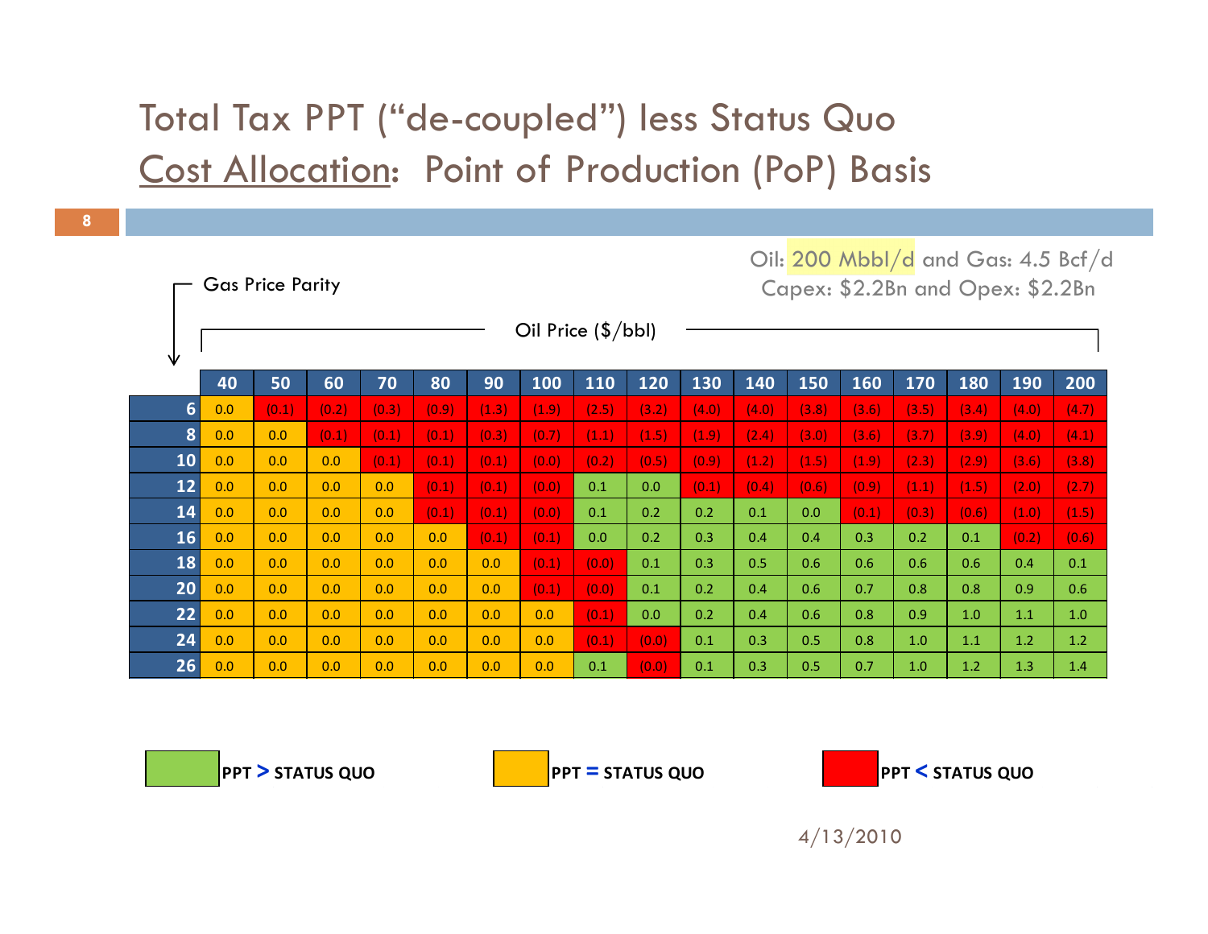# Total Tax PPT ("de-coupled") less Status Quo

## Cost Allocation: Point of Production (PoP) Basis

Oil: 200 Mbbl/d and Gas: 4.5 Bcf/d
Capex: $2.2Bn and Opex: $2.2Bn

Gas Price Parity ↓ / Oil Price ($/bbl) →

| | 40 | 50 | 60 | 70 | 80 | 90 | 100 | 110 | 120 | 130 | 140 | 150 | 160 | 170 | 180 | 190 | 200 |
|---|---|---|---|---|---|---|---|---|---|---|---|---|---|---|---|---|---|
| 6 | 0.0 | (0.1) | (0.2) | (0.3) | (0.9) | (1.3) | (1.9) | (2.5) | (3.2) | (4.0) | (4.0) | (3.8) | (3.6) | (3.5) | (3.4) | (4.0) | (4.7) |
| 8 | 0.0 | 0.0 | (0.1) | (0.1) | (0.1) | (0.3) | (0.7) | (1.1) | (1.5) | (1.9) | (2.4) | (3.0) | (3.6) | (3.7) | (3.9) | (4.0) | (4.1) |
| 10 | 0.0 | 0.0 | 0.0 | (0.1) | (0.1) | (0.1) | (0.0) | (0.2) | (0.5) | (0.9) | (1.2) | (1.5) | (1.9) | (2.3) | (2.9) | (3.6) | (3.8) |
| 12 | 0.0 | 0.0 | 0.0 | 0.0 | (0.1) | (0.1) | (0.0) | 0.1 | 0.0 | (0.1) | (0.4) | (0.6) | (0.9) | (1.1) | (1.5) | (2.0) | (2.7) |
| 14 | 0.0 | 0.0 | 0.0 | 0.0 | (0.1) | (0.1) | (0.0) | 0.1 | 0.2 | 0.2 | 0.1 | 0.0 | (0.1) | (0.3) | (0.6) | (1.0) | (1.5) |
| 16 | 0.0 | 0.0 | 0.0 | 0.0 | 0.0 | (0.1) | (0.1) | 0.0 | 0.2 | 0.3 | 0.4 | 0.4 | 0.3 | 0.2 | 0.1 | (0.2) | (0.6) |
| 18 | 0.0 | 0.0 | 0.0 | 0.0 | 0.0 | 0.0 | (0.1) | (0.0) | 0.1 | 0.3 | 0.5 | 0.6 | 0.6 | 0.6 | 0.6 | 0.4 | 0.1 |
| 20 | 0.0 | 0.0 | 0.0 | 0.0 | 0.0 | 0.0 | (0.1) | (0.0) | 0.1 | 0.2 | 0.4 | 0.6 | 0.7 | 0.8 | 0.8 | 0.9 | 0.6 |
| 22 | 0.0 | 0.0 | 0.0 | 0.0 | 0.0 | 0.0 | 0.0 | (0.1) | 0.0 | 0.2 | 0.4 | 0.6 | 0.8 | 0.9 | 1.0 | 1.1 | 1.0 |
| 24 | 0.0 | 0.0 | 0.0 | 0.0 | 0.0 | 0.0 | 0.0 | (0.1) | (0.0) | 0.1 | 0.3 | 0.5 | 0.8 | 1.0 | 1.1 | 1.2 | 1.2 |
| 26 | 0.0 | 0.0 | 0.0 | 0.0 | 0.0 | 0.0 | 0.0 | 0.1 | (0.0) | 0.1 | 0.3 | 0.5 | 0.7 | 1.0 | 1.2 | 1.3 | 1.4 |

Legend: Green = **PPT > STATUS QUO**; Yellow = **PPT = STATUS QUO**; Red = **PPT < STATUS QUO**

4/13/2010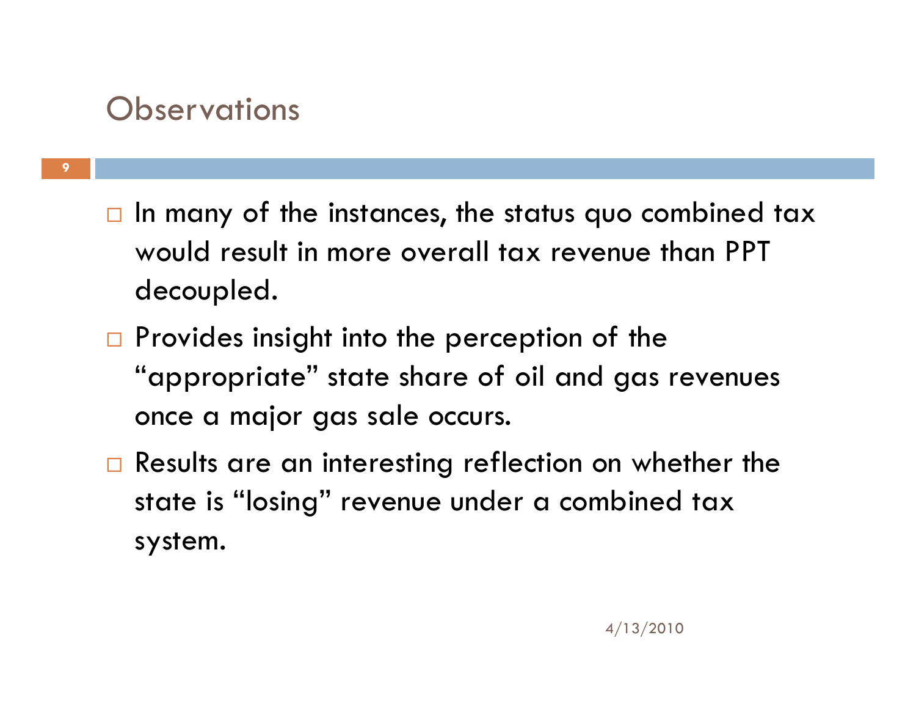# Observations

- In many of the instances, the status quo combined tax would result in more overall tax revenue than PPT decoupled.
- Provides insight into the perception of the "appropriate" state share of oil and gas revenues once a major gas sale occurs.
- Results are an interesting reflection on whether the state is "losing" revenue under a combined tax system.

4/13/2010